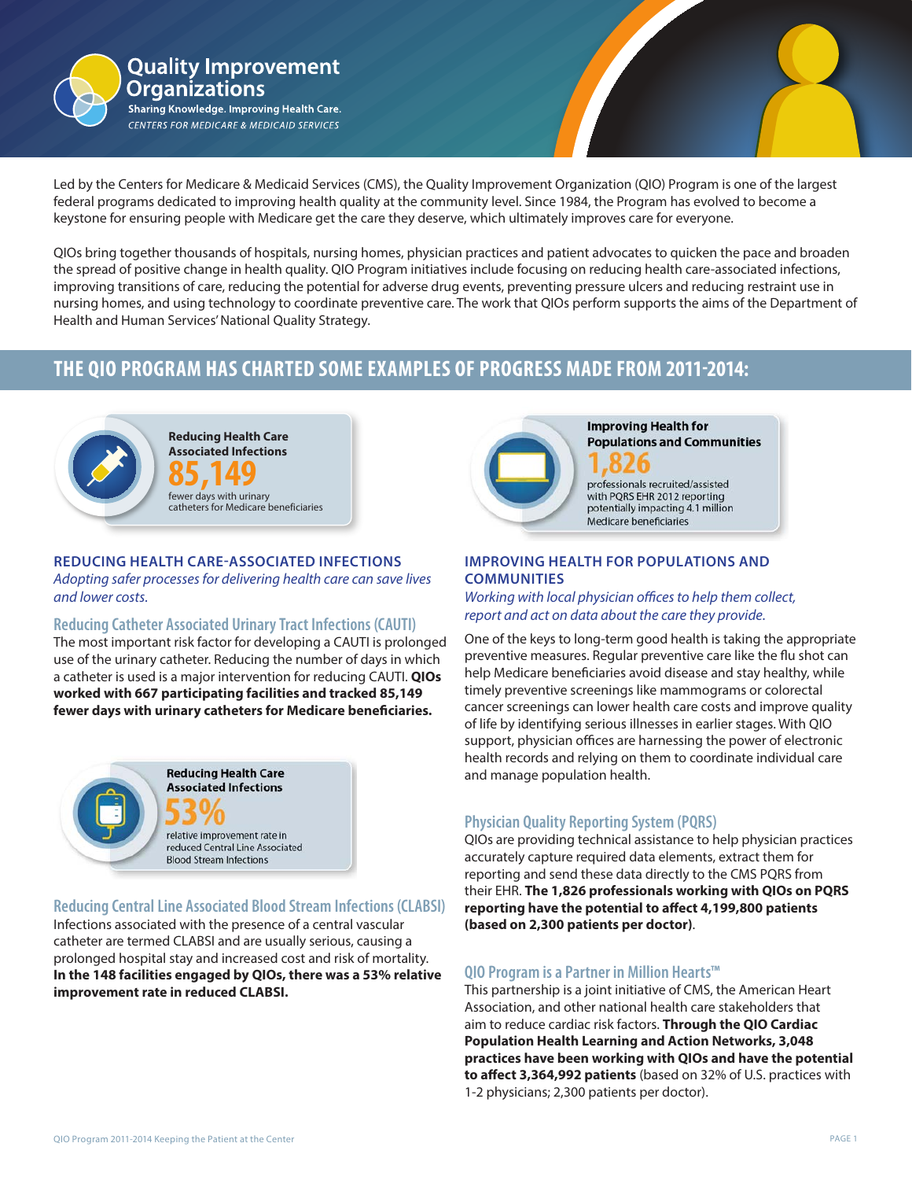# Quality Improvement Organizations

Sharing Knowledge. Improving Health Care.

*CENTERS FOR MEDICARE & MEDICAID SERVICES*

Led by the Centers for Medicare & Medicaid Services (CMS), the Quality Improvement Organization (QIO) Program is one of the largest federal programs dedicated to improving health quality at the community level. Since 1984, the Program has evolved to become a keystone for ensuring people with Medicare get the care they deserve, which ultimately improves care for everyone.

QIOs bring together thousands of hospitals, nursing homes, physician practices and patient advocates to quicken the pace and broaden the spread of positive change in health quality. QIO Program initiatives include focusing on reducing health care-associated infections, improving transitions of care, reducing the potential for adverse drug events, preventing pressure ulcers and reducing restraint use in nursing homes, and using technology to coordinate preventive care. The work that QIOs perform supports the aims of the Department of Health and Human Services' National Quality Strategy.

## THE QIO PROGRAM HAS CHARTED SOME EXAMPLES OF PROGRESS MADE FROM 2011-2014:

**Reducing Health Care Associated Infections**
**85,149**
fewer days with urinary catheters for Medicare beneficiaries

### REDUCING HEALTH CARE-ASSOCIATED INFECTIONS

*Adopting safer processes for delivering health care can save lives and lower costs.*

#### Reducing Catheter Associated Urinary Tract Infections (CAUTI)

The most important risk factor for developing a CAUTI is prolonged use of the urinary catheter. Reducing the number of days in which a catheter is used is a major intervention for reducing CAUTI. **QIOs worked with 667 participating facilities and tracked 85,149 fewer days with urinary catheters for Medicare beneficiaries.**

**Reducing Health Care Associated Infections**
**53%**
relative improvement rate in reduced Central Line Associated Blood Stream Infections

#### Reducing Central Line Associated Blood Stream Infections (CLABSI)

Infections associated with the presence of a central vascular catheter are termed CLABSI and are usually serious, causing a prolonged hospital stay and increased cost and risk of mortality. **In the 148 facilities engaged by QIOs, there was a 53% relative improvement rate in reduced CLABSI.**

**Improving Health for Populations and Communities**
**1,826**
professionals recruited/assisted with PQRS EHR 2012 reporting potentially impacting 4.1 million Medicare beneficiaries

### IMPROVING HEALTH FOR POPULATIONS AND COMMUNITIES

*Working with local physician offices to help them collect, report and act on data about the care they provide.*

One of the keys to long-term good health is taking the appropriate preventive measures. Regular preventive care like the flu shot can help Medicare beneficiaries avoid disease and stay healthy, while timely preventive screenings like mammograms or colorectal cancer screenings can lower health care costs and improve quality of life by identifying serious illnesses in earlier stages. With QIO support, physician offices are harnessing the power of electronic health records and relying on them to coordinate individual care and manage population health.

#### Physician Quality Reporting System (PQRS)

QIOs are providing technical assistance to help physician practices accurately capture required data elements, extract them for reporting and send these data directly to the CMS PQRS from their EHR. **The 1,826 professionals working with QIOs on PQRS reporting have the potential to affect 4,199,800 patients (based on 2,300 patients per doctor)**.

#### QIO Program is a Partner in Million Hearts™

This partnership is a joint initiative of CMS, the American Heart Association, and other national health care stakeholders that aim to reduce cardiac risk factors. **Through the QIO Cardiac Population Health Learning and Action Networks, 3,048 practices have been working with QIOs and have the potential to affect 3,364,992 patients** (based on 32% of U.S. practices with 1-2 physicians; 2,300 patients per doctor).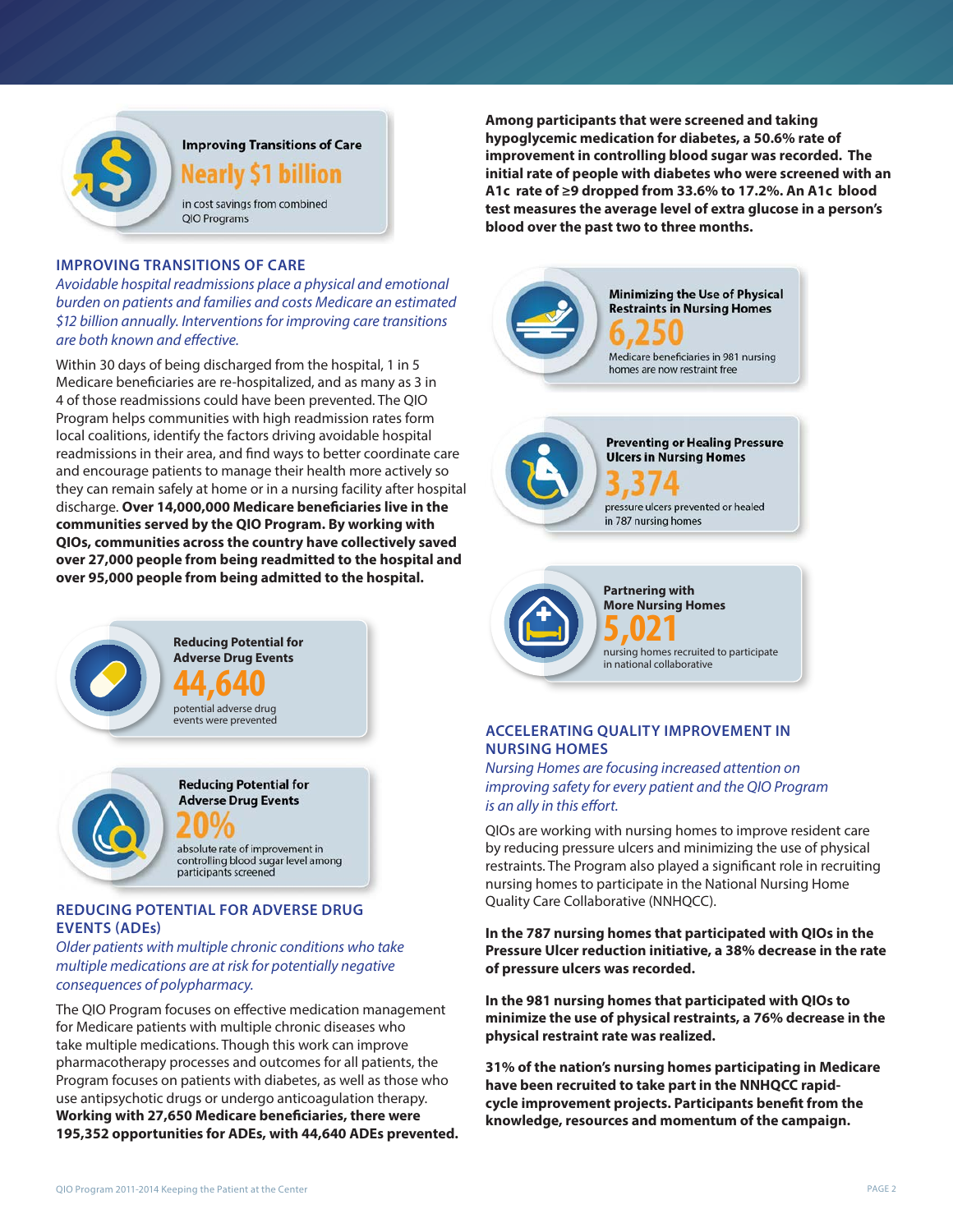**Improving Transitions of Care**

**Nearly $1 billion**

in cost savings from combined QIO Programs

## IMPROVING TRANSITIONS OF CARE

*Avoidable hospital readmissions place a physical and emotional burden on patients and families and costs Medicare an estimated $12 billion annually. Interventions for improving care transitions are both known and effective.*

Within 30 days of being discharged from the hospital, 1 in 5 Medicare beneficiaries are re-hospitalized, and as many as 3 in 4 of those readmissions could have been prevented. The QIO Program helps communities with high readmission rates form local coalitions, identify the factors driving avoidable hospital readmissions in their area, and find ways to better coordinate care and encourage patients to manage their health more actively so they can remain safely at home or in a nursing facility after hospital discharge. **Over 14,000,000 Medicare beneficiaries live in the communities served by the QIO Program. By working with QIOs, communities across the country have collectively saved over 27,000 people from being readmitted to the hospital and over 95,000 people from being admitted to the hospital.**

**Reducing Potential for Adverse Drug Events**

**44,640**

potential adverse drug events were prevented

**Reducing Potential for Adverse Drug Events**

**20%**

absolute rate of improvement in controlling blood sugar level among participants screened

## REDUCING POTENTIAL FOR ADVERSE DRUG EVENTS (ADEs)

*Older patients with multiple chronic conditions who take multiple medications are at risk for potentially negative consequences of polypharmacy.*

The QIO Program focuses on effective medication management for Medicare patients with multiple chronic diseases who take multiple medications. Though this work can improve pharmacotherapy processes and outcomes for all patients, the Program focuses on patients with diabetes, as well as those who use antipsychotic drugs or undergo anticoagulation therapy. **Working with 27,650 Medicare beneficiaries, there were 195,352 opportunities for ADEs, with 44,640 ADEs prevented.**

**Among participants that were screened and taking hypoglycemic medication for diabetes, a 50.6% rate of improvement in controlling blood sugar was recorded. The initial rate of people with diabetes who were screened with an A1c rate of ≥9 dropped from 33.6% to 17.2%. An A1c blood test measures the average level of extra glucose in a person's blood over the past two to three months.**

**Minimizing the Use of Physical Restraints in Nursing Homes**

**6,250**

Medicare beneficiaries in 981 nursing homes are now restraint free

**Preventing or Healing Pressure Ulcers in Nursing Homes**

**3,374**

pressure ulcers prevented or healed in 787 nursing homes

**Partnering with More Nursing Homes**

**5,021**

nursing homes recruited to participate in national collaborative

## ACCELERATING QUALITY IMPROVEMENT IN NURSING HOMES

*Nursing Homes are focusing increased attention on improving safety for every patient and the QIO Program is an ally in this effort.*

QIOs are working with nursing homes to improve resident care by reducing pressure ulcers and minimizing the use of physical restraints. The Program also played a significant role in recruiting nursing homes to participate in the National Nursing Home Quality Care Collaborative (NNHQCC).

**In the 787 nursing homes that participated with QIOs in the Pressure Ulcer reduction initiative, a 38% decrease in the rate of pressure ulcers was recorded.**

**In the 981 nursing homes that participated with QIOs to minimize the use of physical restraints, a 76% decrease in the physical restraint rate was realized.**

**31% of the nation's nursing homes participating in Medicare have been recruited to take part in the NNHQCC rapid-cycle improvement projects. Participants benefit from the knowledge, resources and momentum of the campaign.**